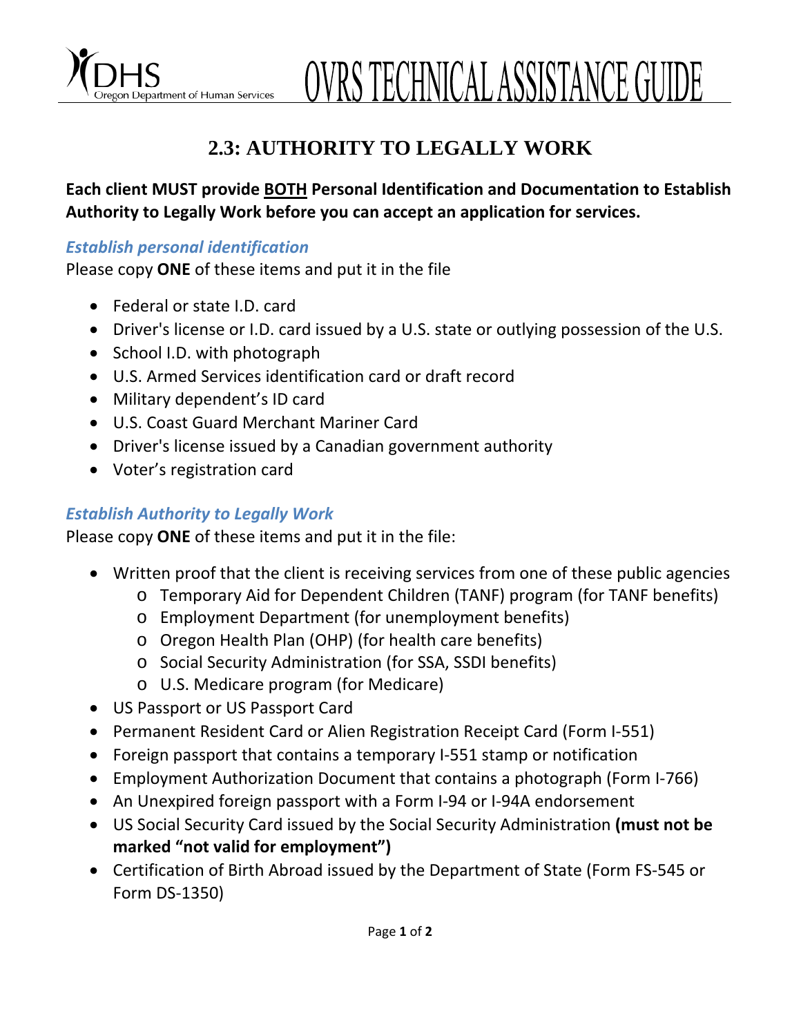# 2.3: AUTHORITY TO LEGALLY WORK

**Each client MUST provide BOTH Personal Identification and Documentation to Establish Authority to Legally Work before you can accept an application for services.**

### *Establish personal identification*

Please copy **ONE** of these items and put it in the file

- Federal or state I.D. card
- Driver's license or I.D. card issued by a U.S. state or outlying possession of the U.S.
- School I.D. with photograph
- U.S. Armed Services identification card or draft record
- Military dependent's ID card
- U.S. Coast Guard Merchant Mariner Card
- Driver's license issued by a Canadian government authority
- Voter's registration card

### *Establish Authority to Legally Work*

Please copy **ONE** of these items and put it in the file:

- Written proof that the client is receiving services from one of these public agencies
  - Temporary Aid for Dependent Children (TANF) program (for TANF benefits)
  - Employment Department (for unemployment benefits)
  - Oregon Health Plan (OHP) (for health care benefits)
  - Social Security Administration (for SSA, SSDI benefits)
  - U.S. Medicare program (for Medicare)
- US Passport or US Passport Card
- Permanent Resident Card or Alien Registration Receipt Card (Form I-551)
- Foreign passport that contains a temporary I-551 stamp or notification
- Employment Authorization Document that contains a photograph (Form I-766)
- An Unexpired foreign passport with a Form I-94 or I-94A endorsement
- US Social Security Card issued by the Social Security Administration **(must not be marked "not valid for employment")**
- Certification of Birth Abroad issued by the Department of State (Form FS-545 or Form DS-1350)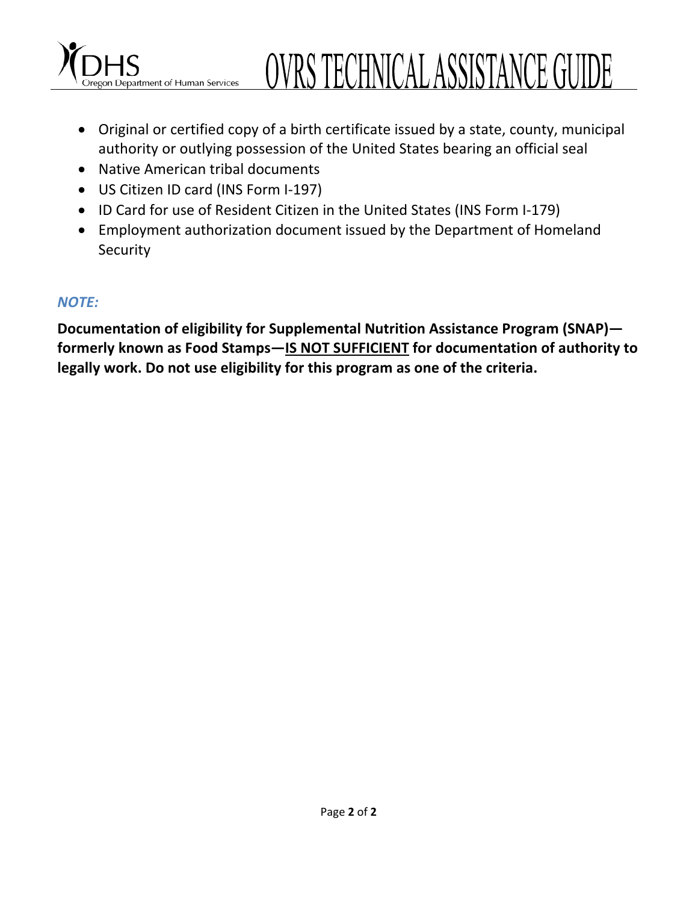- Original or certified copy of a birth certificate issued by a state, county, municipal authority or outlying possession of the United States bearing an official seal
- Native American tribal documents
- US Citizen ID card (INS Form I-197)
- ID Card for use of Resident Citizen in the United States (INS Form I-179)
- Employment authorization document issued by the Department of Homeland Security

***NOTE:***

**Documentation of eligibility for Supplemental Nutrition Assistance Program (SNAP)—formerly known as Food Stamps—<u>IS NOT SUFFICIENT</u> for documentation of authority to legally work. Do not use eligibility for this program as one of the criteria.**